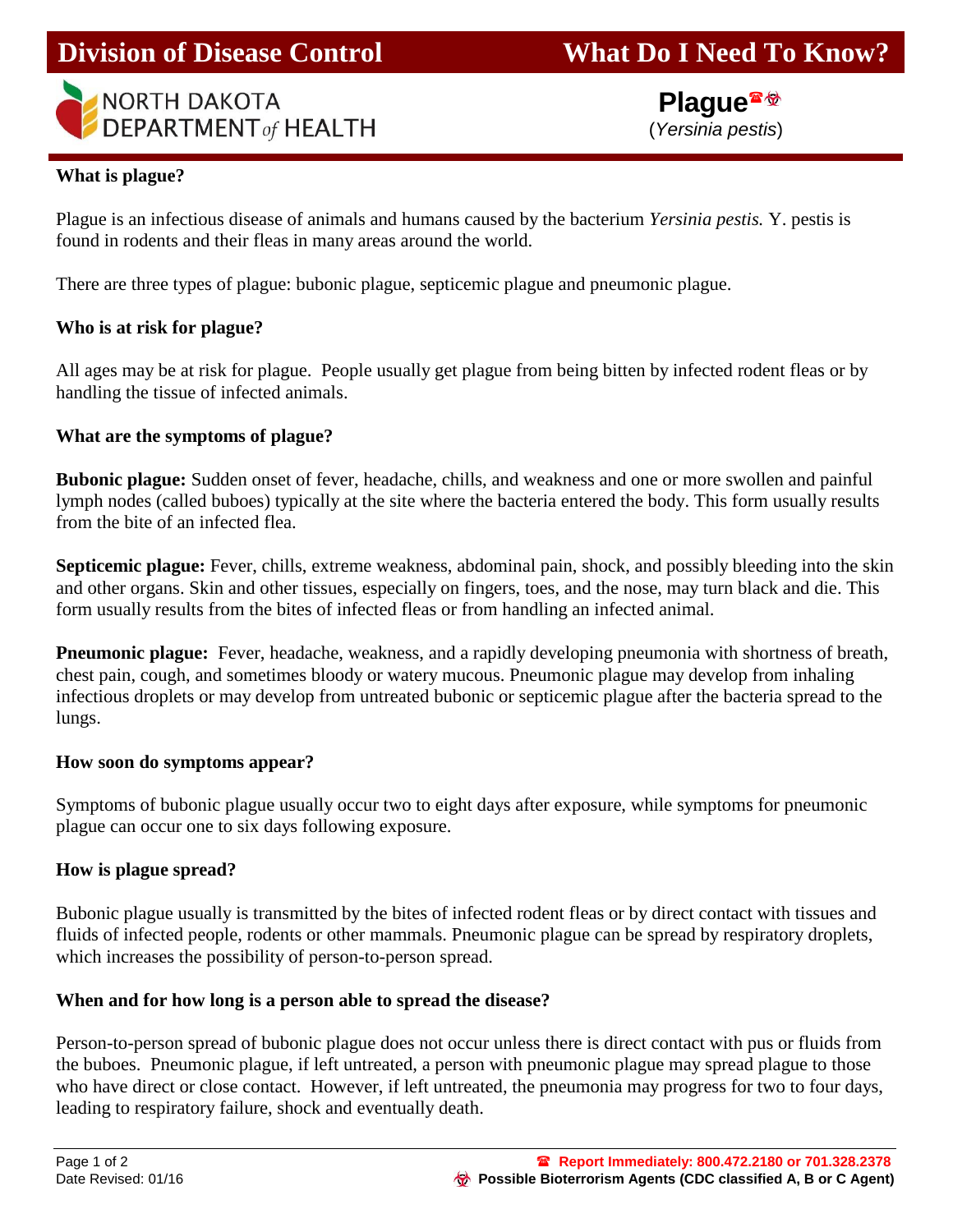# Division of Disease Control — What Do I Need To Know?

NORTH DAKOTA DEPARTMENT *of* HEALTH

## Plague ☎ ☣

(*Yersinia pestis*)

### What is plague?

Plague is an infectious disease of animals and humans caused by the bacterium *Yersinia pestis.* Y. pestis is found in rodents and their fleas in many areas around the world.

There are three types of plague: bubonic plague, septicemic plague and pneumonic plague.

### Who is at risk for plague?

All ages may be at risk for plague. People usually get plague from being bitten by infected rodent fleas or by handling the tissue of infected animals.

### What are the symptoms of plague?

**Bubonic plague:** Sudden onset of fever, headache, chills, and weakness and one or more swollen and painful lymph nodes (called buboes) typically at the site where the bacteria entered the body. This form usually results from the bite of an infected flea.

**Septicemic plague:** Fever, chills, extreme weakness, abdominal pain, shock, and possibly bleeding into the skin and other organs. Skin and other tissues, especially on fingers, toes, and the nose, may turn black and die. This form usually results from the bites of infected fleas or from handling an infected animal.

**Pneumonic plague:** Fever, headache, weakness, and a rapidly developing pneumonia with shortness of breath, chest pain, cough, and sometimes bloody or watery mucous. Pneumonic plague may develop from inhaling infectious droplets or may develop from untreated bubonic or septicemic plague after the bacteria spread to the lungs.

### How soon do symptoms appear?

Symptoms of bubonic plague usually occur two to eight days after exposure, while symptoms for pneumonic plague can occur one to six days following exposure.

### How is plague spread?

Bubonic plague usually is transmitted by the bites of infected rodent fleas or by direct contact with tissues and fluids of infected people, rodents or other mammals. Pneumonic plague can be spread by respiratory droplets, which increases the possibility of person-to-person spread.

### When and for how long is a person able to spread the disease?

Person-to-person spread of bubonic plague does not occur unless there is direct contact with pus or fluids from the buboes. Pneumonic plague, if left untreated, a person with pneumonic plague may spread plague to those who have direct or close contact. However, if left untreated, the pneumonia may progress for two to four days, leading to respiratory failure, shock and eventually death.

Date Revised: 01/16

☎ Report Immediately: 800.472.2180 or 701.328.2378

☣ Possible Bioterrorism Agents (CDC classified A, B or C Agent)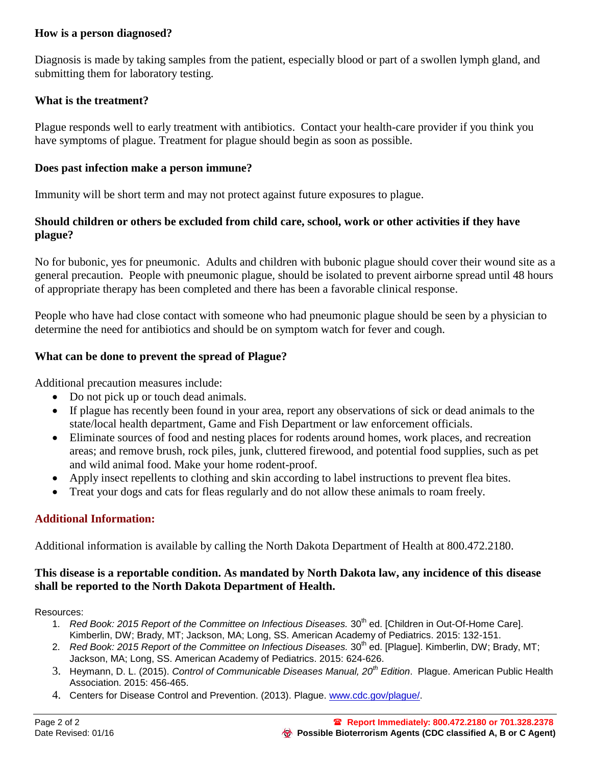### How is a person diagnosed?

Diagnosis is made by taking samples from the patient, especially blood or part of a swollen lymph gland, and submitting them for laboratory testing.

### What is the treatment?

Plague responds well to early treatment with antibiotics. Contact your health-care provider if you think you have symptoms of plague. Treatment for plague should begin as soon as possible.

### Does past infection make a person immune?

Immunity will be short term and may not protect against future exposures to plague.

### Should children or others be excluded from child care, school, work or other activities if they have plague?

No for bubonic, yes for pneumonic. Adults and children with bubonic plague should cover their wound site as a general precaution. People with pneumonic plague, should be isolated to prevent airborne spread until 48 hours of appropriate therapy has been completed and there has been a favorable clinical response.

People who have had close contact with someone who had pneumonic plague should be seen by a physician to determine the need for antibiotics and should be on symptom watch for fever and cough.

### What can be done to prevent the spread of Plague?

Additional precaution measures include:

- Do not pick up or touch dead animals.
- If plague has recently been found in your area, report any observations of sick or dead animals to the state/local health department, Game and Fish Department or law enforcement officials.
- Eliminate sources of food and nesting places for rodents around homes, work places, and recreation areas; and remove brush, rock piles, junk, cluttered firewood, and potential food supplies, such as pet and wild animal food. Make your home rodent-proof.
- Apply insect repellents to clothing and skin according to label instructions to prevent flea bites.
- Treat your dogs and cats for fleas regularly and do not allow these animals to roam freely.

## Additional Information:

Additional information is available by calling the North Dakota Department of Health at 800.472.2180.

**This disease is a reportable condition. As mandated by North Dakota law, any incidence of this disease shall be reported to the North Dakota Department of Health.**

Resources:

1. *Red Book: 2015 Report of the Committee on Infectious Diseases.* 30th ed. [Children in Out-Of-Home Care]. Kimberlin, DW; Brady, MT; Jackson, MA; Long, SS. American Academy of Pediatrics. 2015: 132-151.
2. *Red Book: 2015 Report of the Committee on Infectious Diseases.* 30th ed. [Plague]. Kimberlin, DW; Brady, MT; Jackson, MA; Long, SS. American Academy of Pediatrics. 2015: 624-626.
3. Heymann, D. L. (2015). *Control of Communicable Diseases Manual, 20th Edition*. Plague. American Public Health Association. 2015: 456-465.
4. Centers for Disease Control and Prevention. (2013). Plague. [www.cdc.gov/plague/](http://www.cdc.gov/plague/).

Date Revised: 01/16

☎ **Report Immediately: 800.472.2180 or 701.328.2378**

**Possible Bioterrorism Agents (CDC classified A, B or C Agent)**